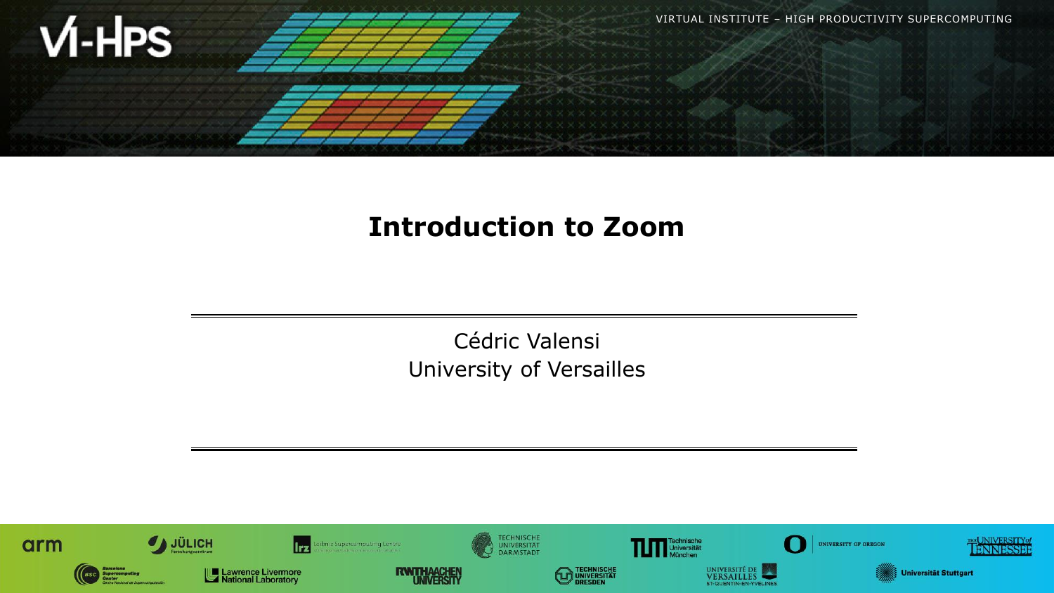# Introduction to Zoom

Cédric Valensi
University of Versailles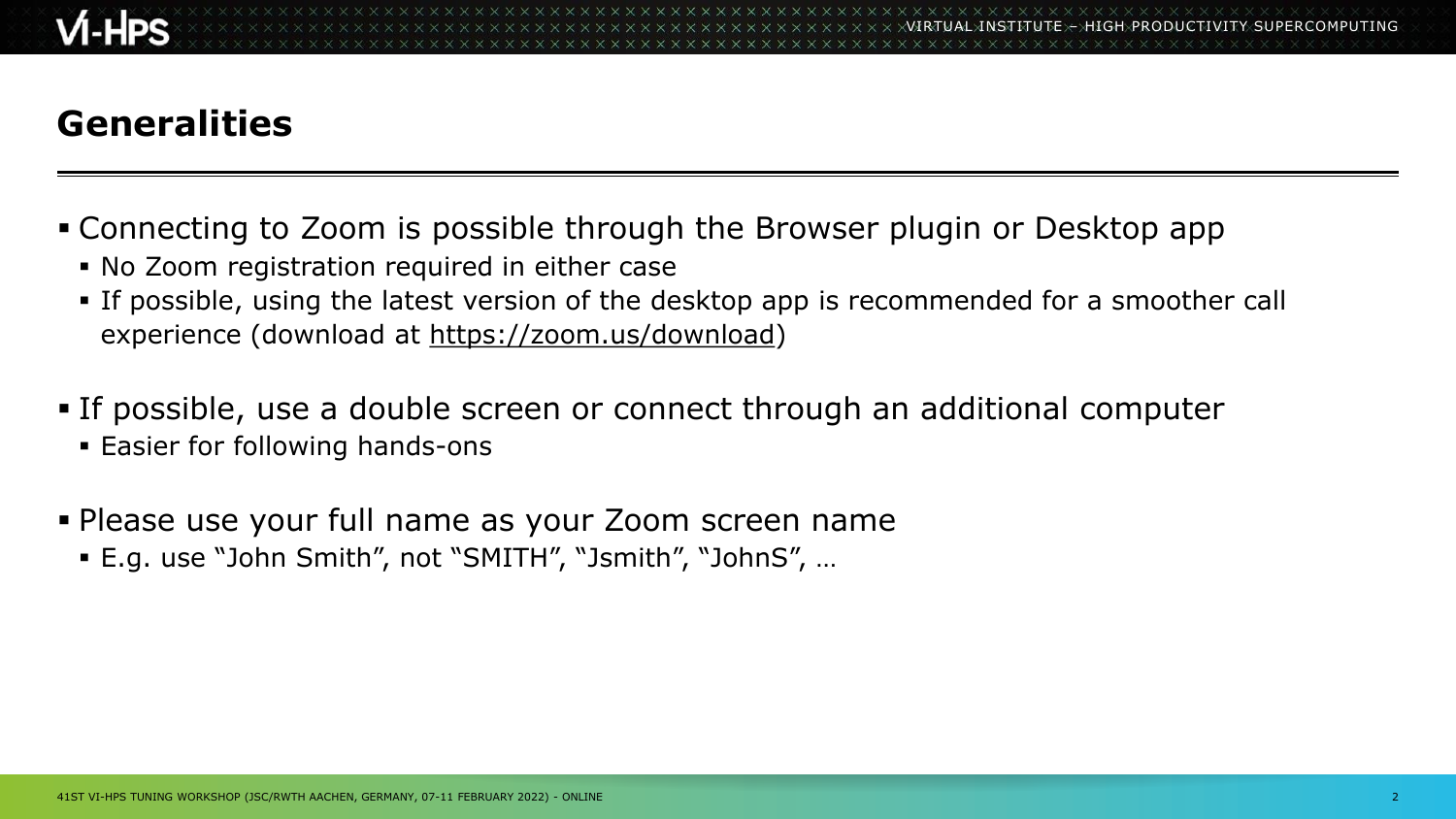# Generalities

- Connecting to Zoom is possible through the Browser plugin or Desktop app
  - No Zoom registration required in either case
  - If possible, using the latest version of the desktop app is recommended for a smoother call experience (download at https://zoom.us/download)
- If possible, use a double screen or connect through an additional computer
  - Easier for following hands-ons
- Please use your full name as your Zoom screen name
  - E.g. use "John Smith", not "SMITH", "Jsmith", "JohnS", …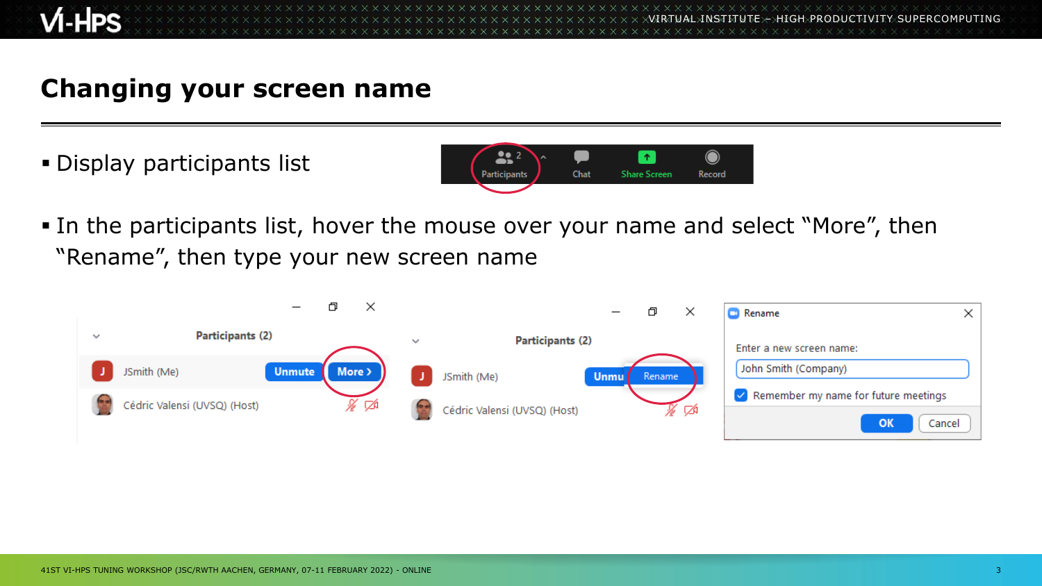# Changing your screen name

- Display participants list
- In the participants list, hover the mouse over your name and select “More”, then “Rename”, then type your new screen name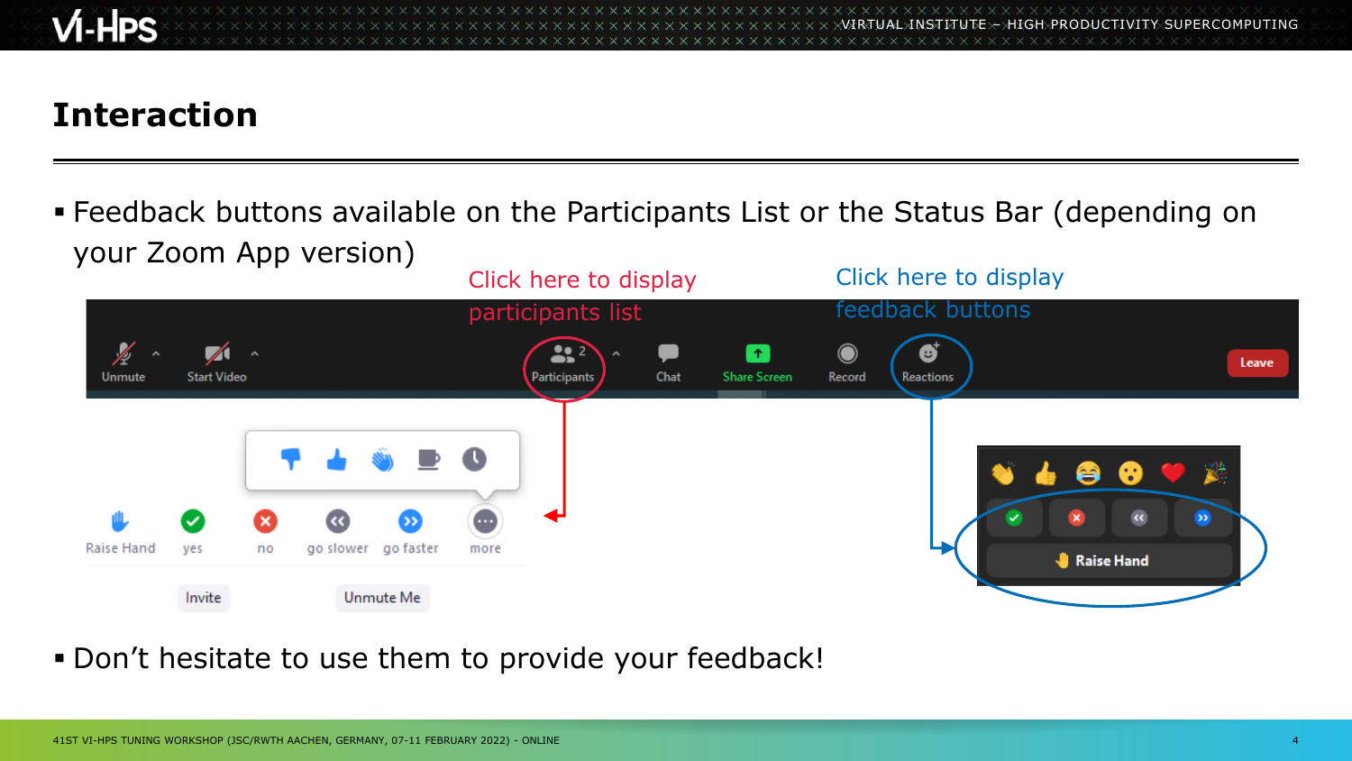# Interaction

- Feedback buttons available on the Participants List or the Status Bar (depending on your Zoom App version)

Click here to display participants list

Click here to display feedback buttons

- Don't hesitate to use them to provide your feedback!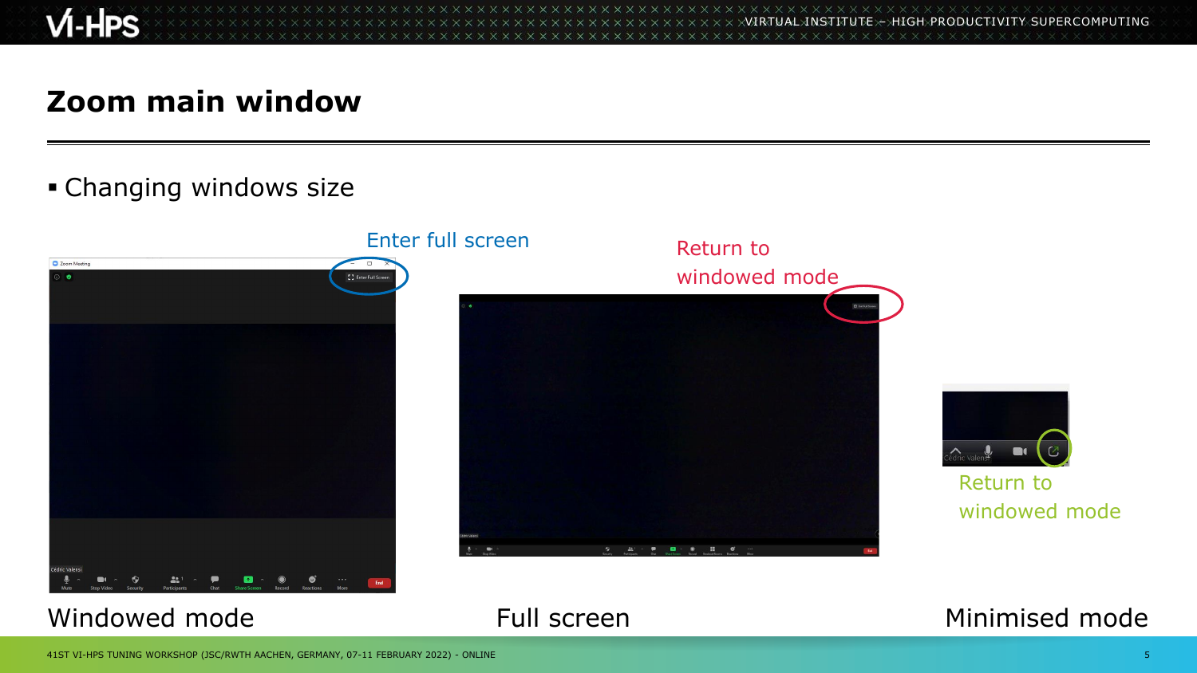# Zoom main window

- Changing windows size

Enter full screen

Return to windowed mode

Return to windowed mode

Windowed mode

Full screen

Minimised mode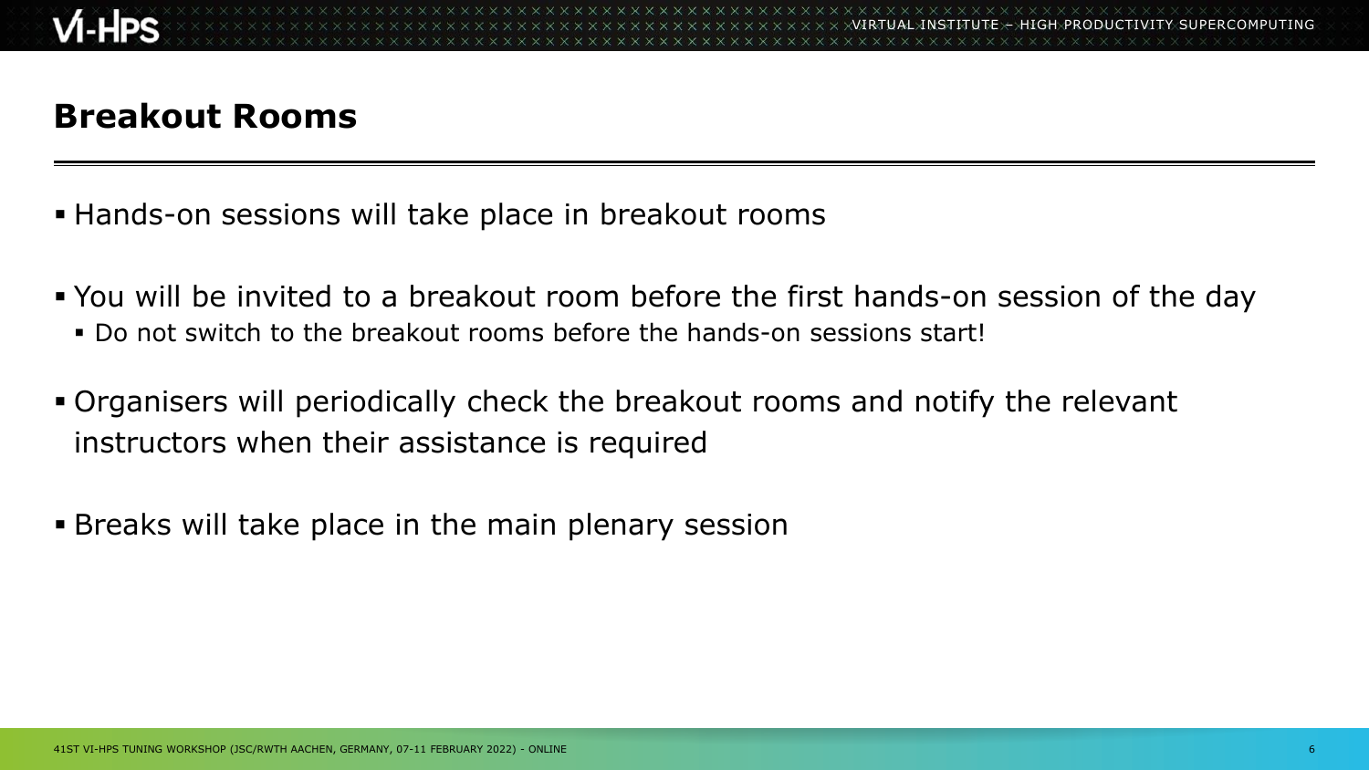# Breakout Rooms

- Hands-on sessions will take place in breakout rooms
- You will be invited to a breakout room before the first hands-on session of the day
  - Do not switch to the breakout rooms before the hands-on sessions start!
- Organisers will periodically check the breakout rooms and notify the relevant instructors when their assistance is required
- Breaks will take place in the main plenary session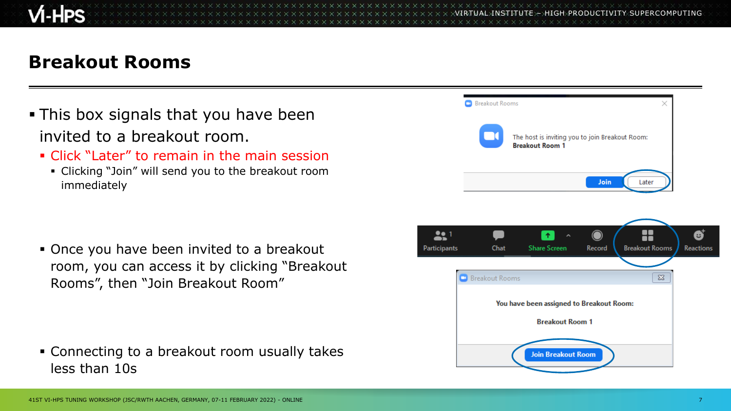# Breakout Rooms

- This box signals that you have been invited to a breakout room.
  - Click "Later" to remain in the main session
    - Clicking "Join" will send you to the breakout room immediately

- Once you have been invited to a breakout room, you can access it by clicking "Breakout Rooms", then "Join Breakout Room"

- Connecting to a breakout room usually takes less than 10s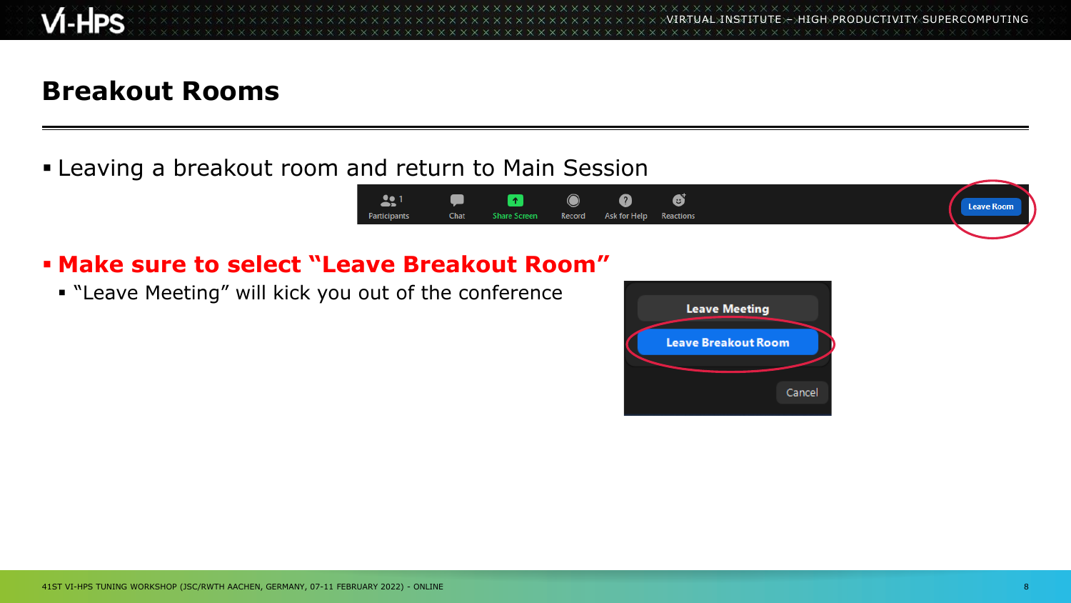# Breakout Rooms

- Leaving a breakout room and return to Main Session
- **Make sure to select "Leave Breakout Room"**
  - "Leave Meeting" will kick you out of the conference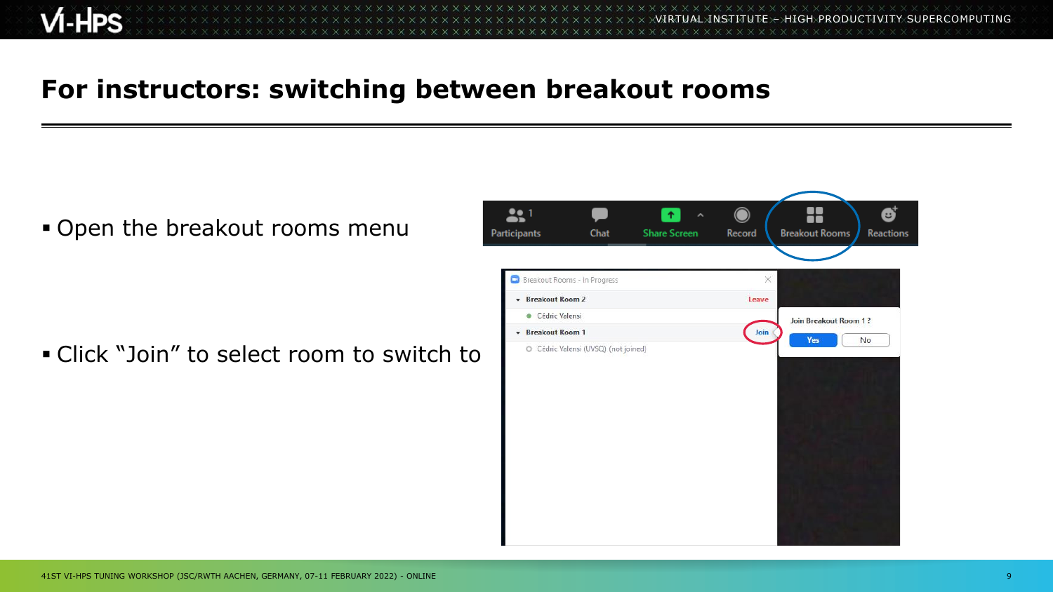# For instructors: switching between breakout rooms

- Open the breakout rooms menu
- Click "Join" to select room to switch to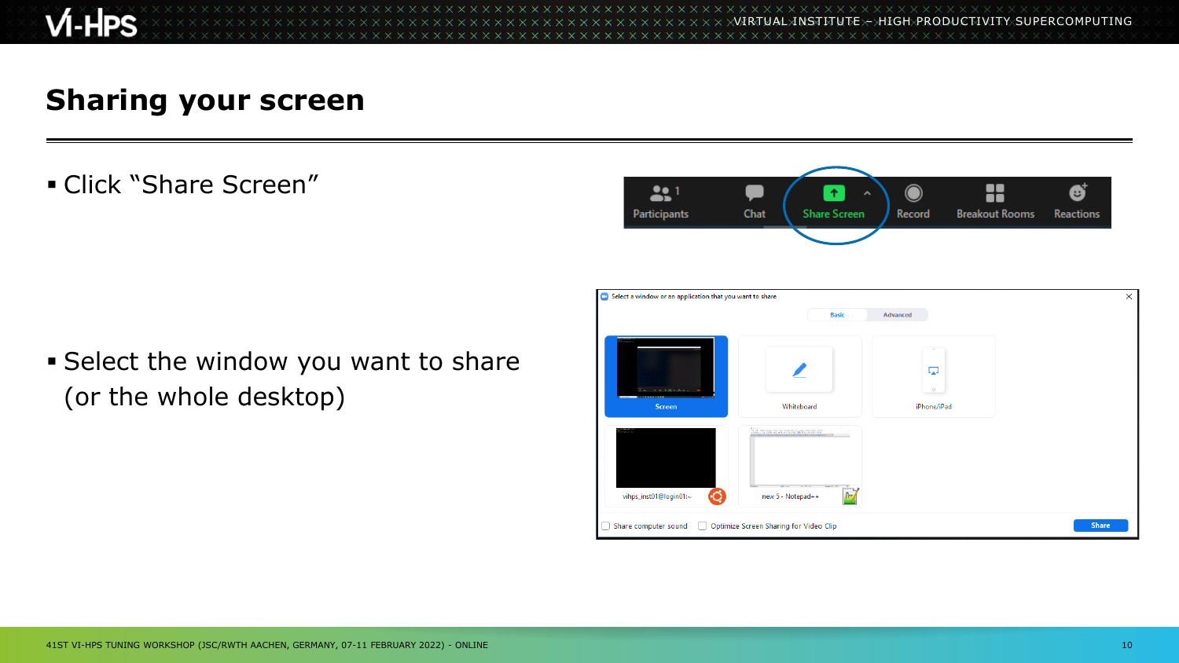# Sharing your screen

- Click "Share Screen"
- Select the window you want to share (or the whole desktop)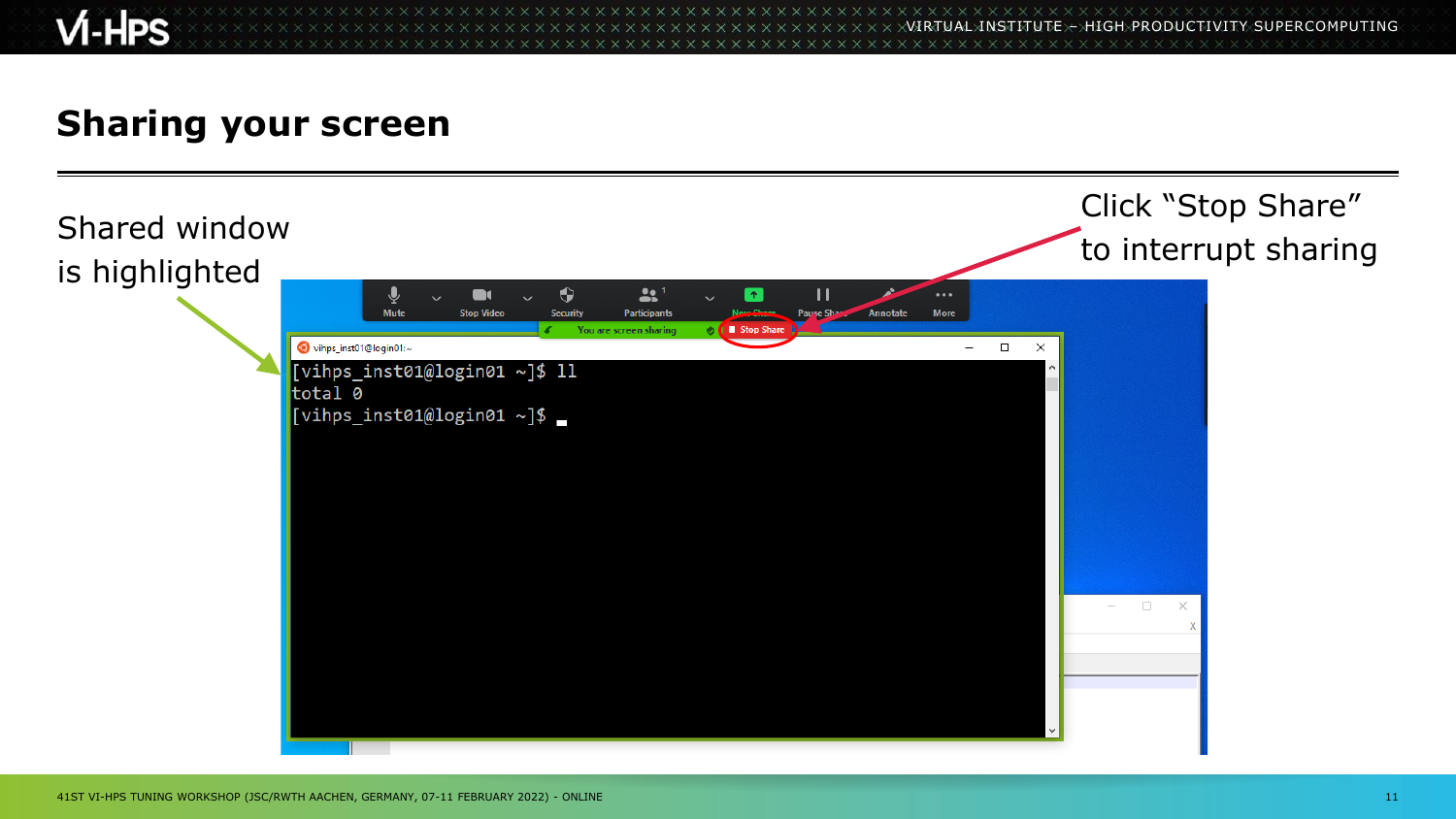# Sharing your screen

Shared window is highlighted

Click "Stop Share" to interrupt sharing

```
[vihps_inst01@login01 ~]$ ll
total 0
[vihps_inst01@login01 ~]$
```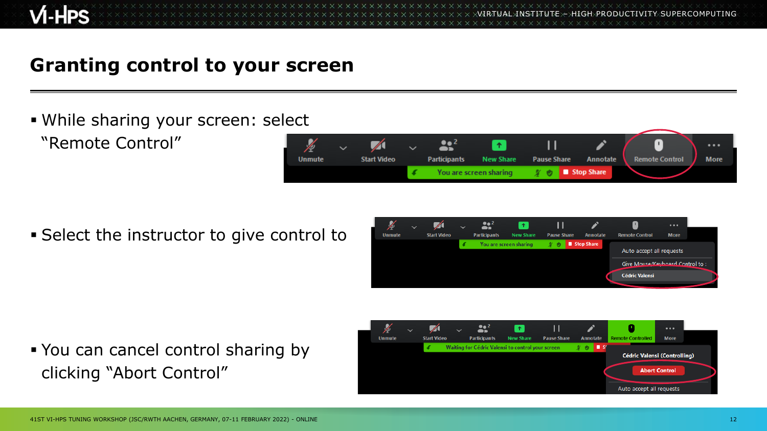# Granting control to your screen

- While sharing your screen: select "Remote Control"
- Select the instructor to give control to
- You can cancel control sharing by clicking "Abort Control"